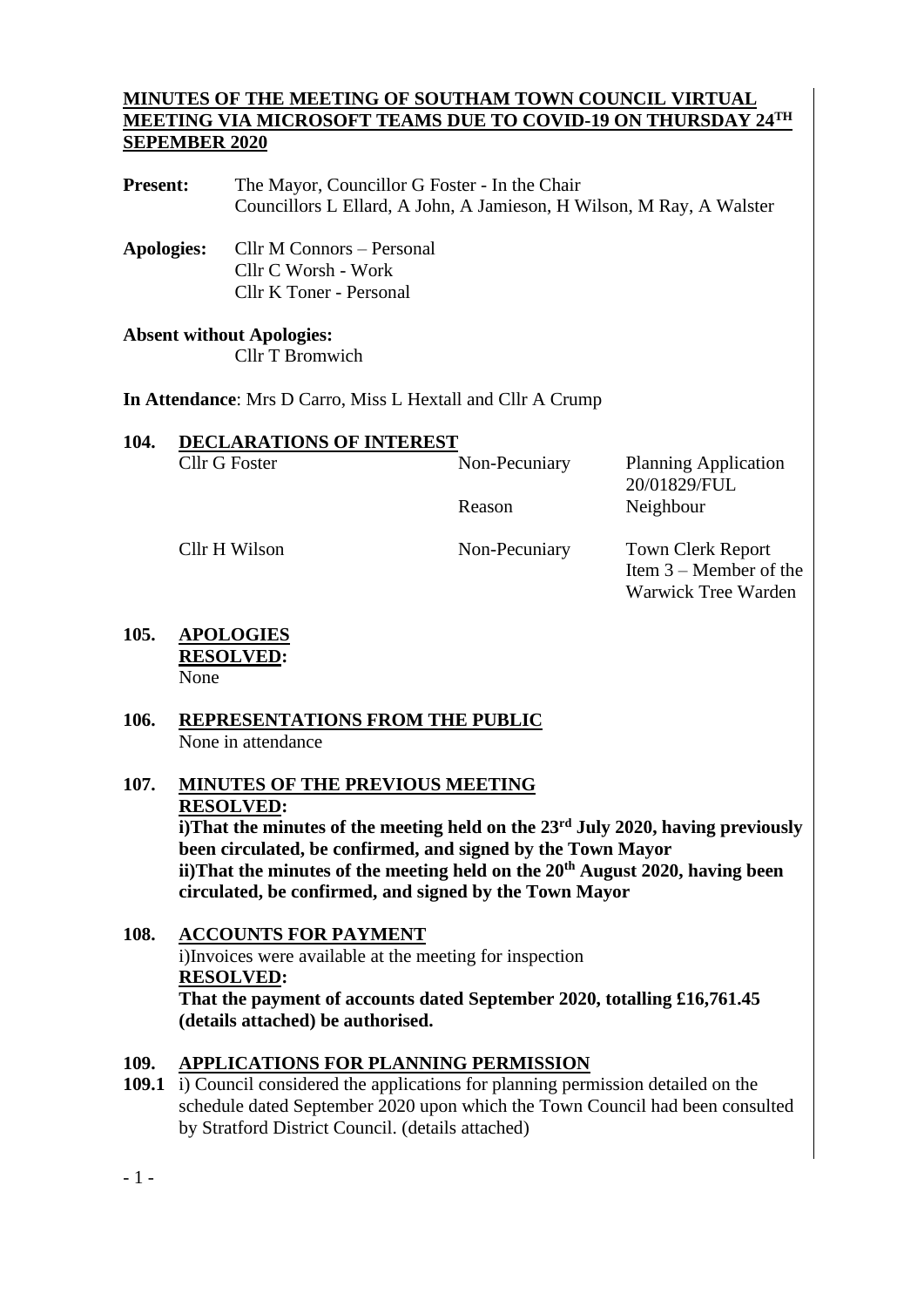**MINUTES OF THE MEETING OF SOUTHAM TOWN COUNCIL VIRTUAL MEETING VIA MICROSOFT TEAMS DUE TO COVID-19 ON THURSDAY 24TH SEPEMBER 2020**

**Present:** The Mayor, Councillor G Foster - In the Chair
Councillors L Ellard, A John, A Jamieson, H Wilson, M Ray, A Walster

**Apologies:** Cllr M Connors – Personal
Cllr C Worsh - Work
Cllr K Toner - Personal

**Absent without Apologies:**
Cllr T Bromwich

**In Attendance**: Mrs D Carro, Miss L Hextall and Cllr A Crump

## 104. DECLARATIONS OF INTEREST

| | | |
|---|---|---|
| Cllr G Foster | Non-Pecuniary | Planning Application 20/01829/FUL |
| | Reason | Neighbour |
| Cllr H Wilson | Non-Pecuniary | Town Clerk Report Item 3 – Member of the Warwick Tree Warden |

## 105. APOLOGIES

**RESOLVED:**
None

## 106. REPRESENTATIONS FROM THE PUBLIC

None in attendance

## 107. MINUTES OF THE PREVIOUS MEETING

**RESOLVED:**
**i)That the minutes of the meeting held on the 23rd July 2020, having previously been circulated, be confirmed, and signed by the Town Mayor**
**ii)That the minutes of the meeting held on the 20th August 2020, having been circulated, be confirmed, and signed by the Town Mayor**

## 108. ACCOUNTS FOR PAYMENT

i)Invoices were available at the meeting for inspection
**RESOLVED:**
**That the payment of accounts dated September 2020, totalling £16,761.45 (details attached) be authorised.**

## 109. APPLICATIONS FOR PLANNING PERMISSION

**109.1** i) Council considered the applications for planning permission detailed on the schedule dated September 2020 upon which the Town Council had been consulted by Stratford District Council. (details attached)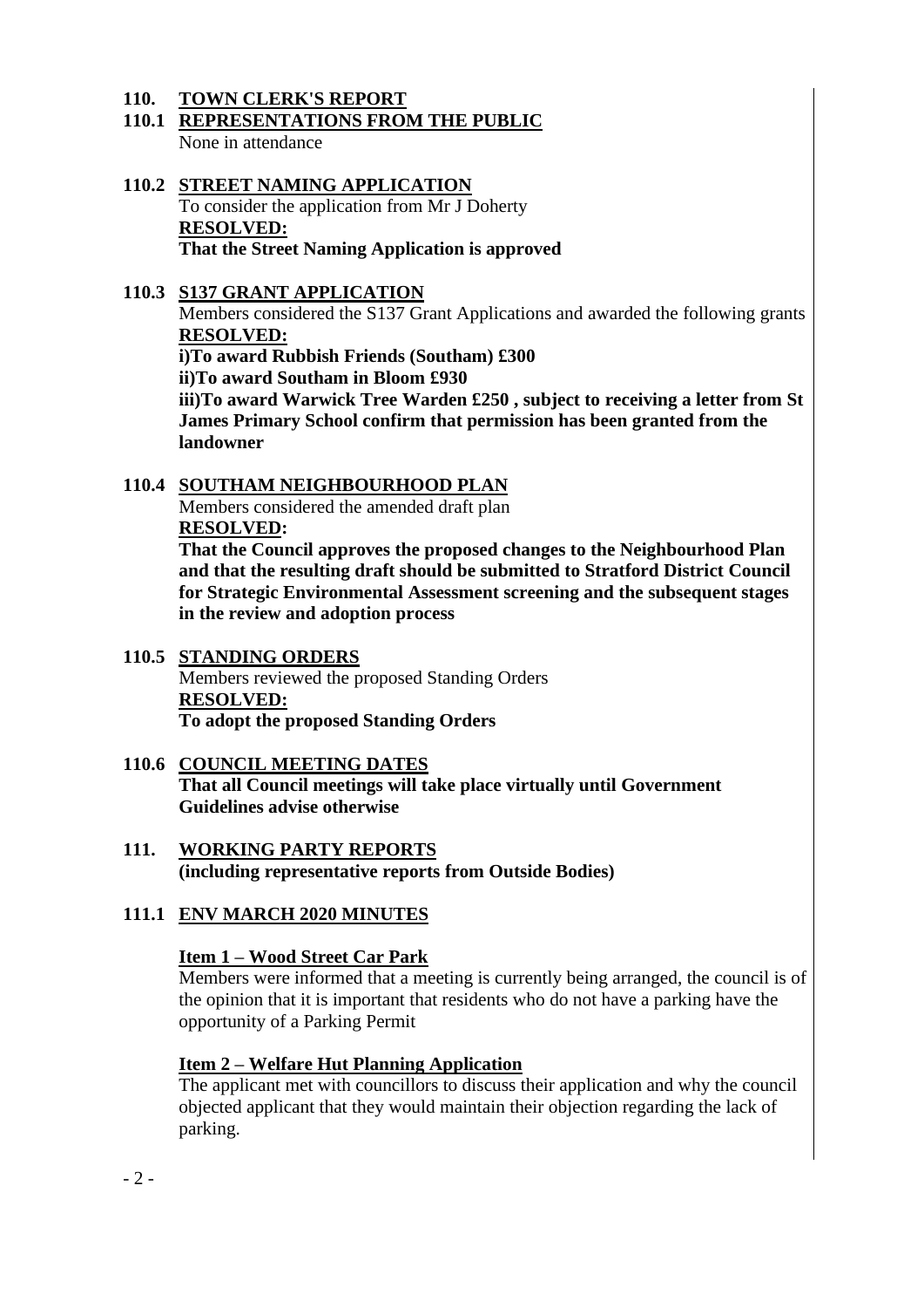## 110. TOWN CLERK'S REPORT

### 110.1 REPRESENTATIONS FROM THE PUBLIC

None in attendance

### 110.2 STREET NAMING APPLICATION

To consider the application from Mr J Doherty

**RESOLVED:**

**That the Street Naming Application is approved**

### 110.3 S137 GRANT APPLICATION

Members considered the S137 Grant Applications and awarded the following grants

**RESOLVED:**

**i)To award Rubbish Friends (Southam) £300**

**ii)To award Southam in Bloom £930**

**iii)To award Warwick Tree Warden £250 , subject to receiving a letter from St James Primary School confirm that permission has been granted from the landowner**

### 110.4 SOUTHAM NEIGHBOURHOOD PLAN

Members considered the amended draft plan

**RESOLVED:**

**That the Council approves the proposed changes to the Neighbourhood Plan and that the resulting draft should be submitted to Stratford District Council for Strategic Environmental Assessment screening and the subsequent stages in the review and adoption process**

### 110.5 STANDING ORDERS

Members reviewed the proposed Standing Orders

**RESOLVED:**

**To adopt the proposed Standing Orders**

### 110.6 COUNCIL MEETING DATES

**That all Council meetings will take place virtually until Government Guidelines advise otherwise**

## 111. WORKING PARTY REPORTS

**(including representative reports from Outside Bodies)**

### 111.1 ENV MARCH 2020 MINUTES

**Item 1 – Wood Street Car Park**

Members were informed that a meeting is currently being arranged, the council is of the opinion that it is important that residents who do not have a parking have the opportunity of a Parking Permit

**Item 2 – Welfare Hut Planning Application**

The applicant met with councillors to discuss their application and why the council objected applicant that they would maintain their objection regarding the lack of parking.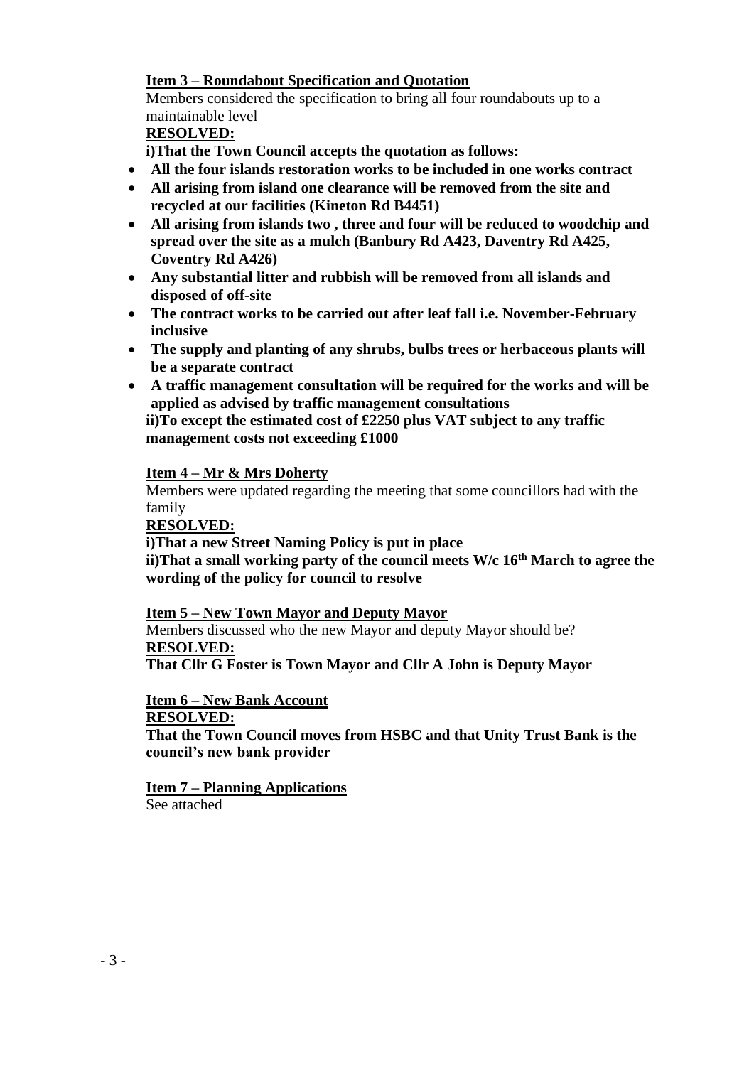**Item 3 – Roundabout Specification and Quotation**

Members considered the specification to bring all four roundabouts up to a maintainable level

**RESOLVED:**

**i)That the Town Council accepts the quotation as follows:**

- **All the four islands restoration works to be included in one works contract**
- **All arising from island one clearance will be removed from the site and recycled at our facilities (Kineton Rd B4451)**
- **All arising from islands two , three and four will be reduced to woodchip and spread over the site as a mulch (Banbury Rd A423, Daventry Rd A425, Coventry Rd A426)**
- **Any substantial litter and rubbish will be removed from all islands and disposed of off-site**
- **The contract works to be carried out after leaf fall i.e. November-February inclusive**
- **The supply and planting of any shrubs, bulbs trees or herbaceous plants will be a separate contract**
- **A traffic management consultation will be required for the works and will be applied as advised by traffic management consultations**

**ii)To except the estimated cost of £2250 plus VAT subject to any traffic management costs not exceeding £1000**

**Item 4 – Mr & Mrs Doherty**

Members were updated regarding the meeting that some councillors had with the family

**RESOLVED:**

**i)That a new Street Naming Policy is put in place**

**ii)That a small working party of the council meets W/c 16th March to agree the wording of the policy for council to resolve**

**Item 5 – New Town Mayor and Deputy Mayor**

Members discussed who the new Mayor and deputy Mayor should be?

**RESOLVED:**

**That Cllr G Foster is Town Mayor and Cllr A John is Deputy Mayor**

**Item 6 – New Bank Account**

**RESOLVED:**

**That the Town Council moves from HSBC and that Unity Trust Bank is the council's new bank provider**

**Item 7 – Planning Applications**

See attached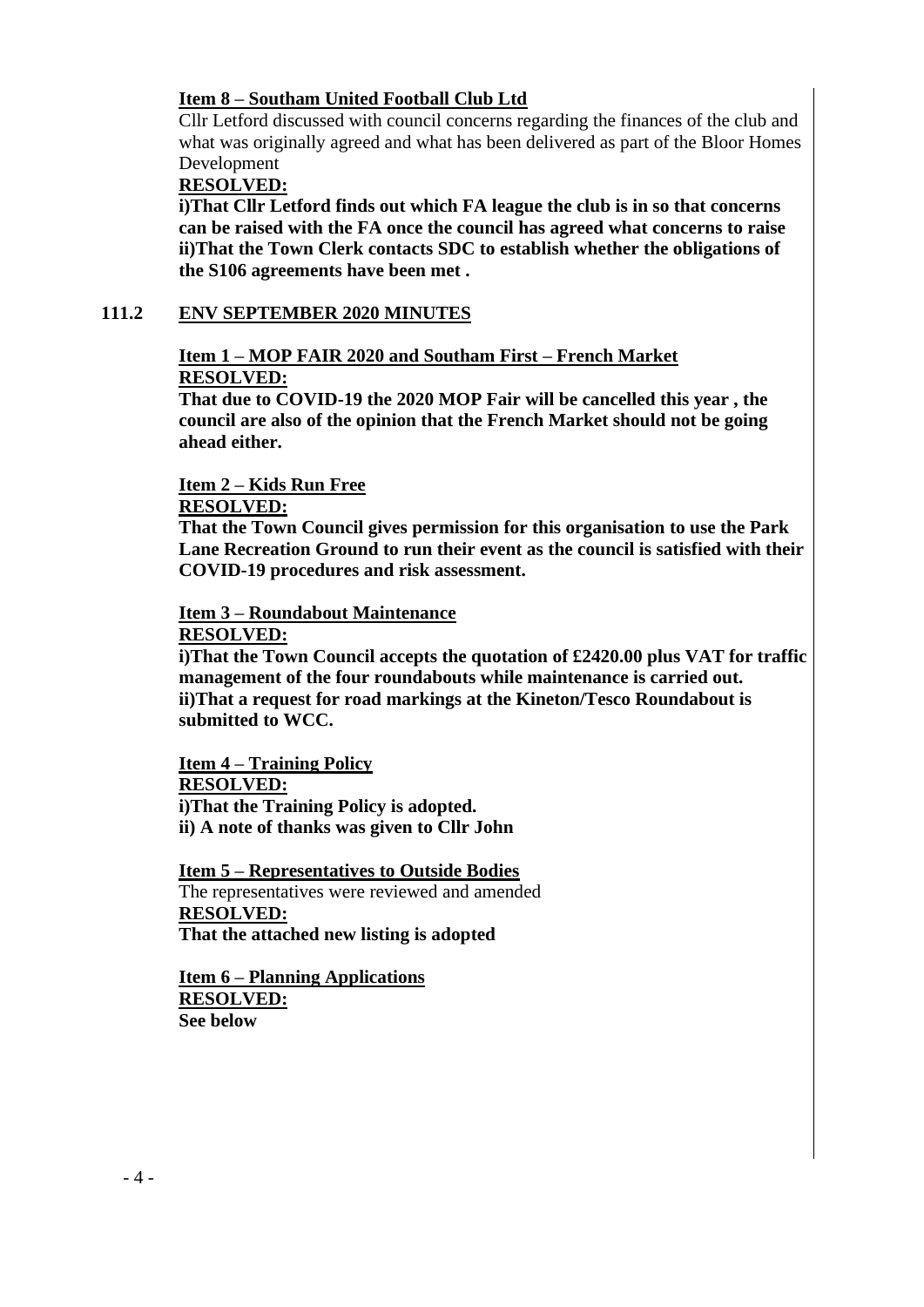**Item 8 – Southam United Football Club Ltd**

Cllr Letford discussed with council concerns regarding the finances of the club and what was originally agreed and what has been delivered as part of the Bloor Homes Development

**RESOLVED:**

**i)That Cllr Letford finds out which FA league the club is in so that concerns can be raised with the FA once the council has agreed what concerns to raise**
**ii)That the Town Clerk contacts SDC to establish whether the obligations of the S106 agreements have been met .**

## 111.2 ENV SEPTEMBER 2020 MINUTES

**Item 1 – MOP FAIR 2020 and Southam First – French Market**

**RESOLVED:**

**That due to COVID-19 the 2020 MOP Fair will be cancelled this year , the council are also of the opinion that the French Market should not be going ahead either.**

**Item 2 – Kids Run Free**

**RESOLVED:**

**That the Town Council gives permission for this organisation to use the Park Lane Recreation Ground to run their event as the council is satisfied with their COVID-19 procedures and risk assessment.**

**Item 3 – Roundabout Maintenance**

**RESOLVED:**

**i)That the Town Council accepts the quotation of £2420.00 plus VAT for traffic management of the four roundabouts while maintenance is carried out.**
**ii)That a request for road markings at the Kineton/Tesco Roundabout is submitted to WCC.**

**Item 4 – Training Policy**

**RESOLVED:**

**i)That the Training Policy is adopted.**
**ii) A note of thanks was given to Cllr John**

**Item 5 – Representatives to Outside Bodies**

The representatives were reviewed and amended

**RESOLVED:**

**That the attached new listing is adopted**

**Item 6 – Planning Applications**

**RESOLVED:**

**See below**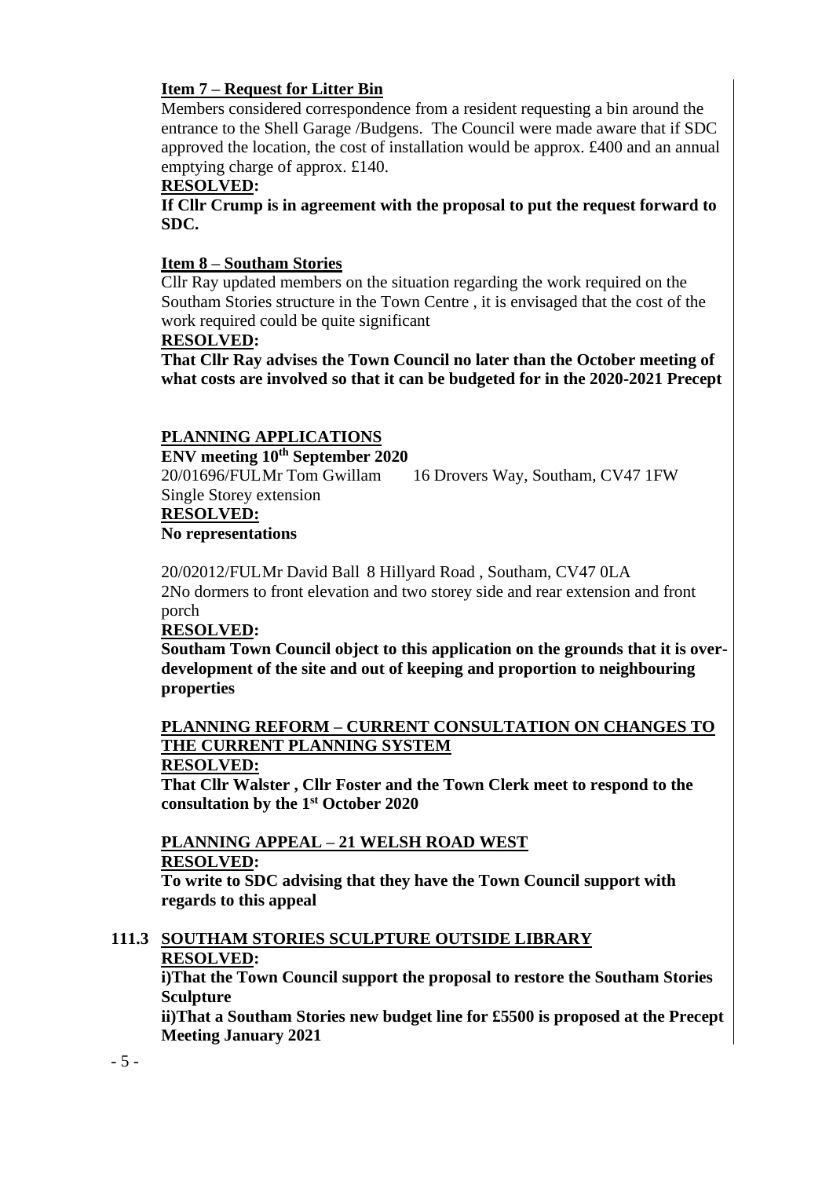**<u>Item 7 – Request for Litter Bin</u>**

Members considered correspondence from a resident requesting a bin around the entrance to the Shell Garage /Budgens. The Council were made aware that if SDC approved the location, the cost of installation would be approx. £400 and an annual emptying charge of approx. £140.

**<u>RESOLVED</u>:**

**If Cllr Crump is in agreement with the proposal to put the request forward to SDC.**

**<u>Item 8 – Southam Stories</u>**

Cllr Ray updated members on the situation regarding the work required on the Southam Stories structure in the Town Centre , it is envisaged that the cost of the work required could be quite significant

**<u>RESOLVED</u>:**

**That Cllr Ray advises the Town Council no later than the October meeting of what costs are involved so that it can be budgeted for in the 2020-2021 Precept**

**<u>PLANNING APPLICATIONS</u>**

**ENV meeting 10th September 2020**

20/01696/FUL Mr Tom Gwillam 16 Drovers Way, Southam, CV47 1FW
Single Storey extension

**<u>RESOLVED:</u>**

**No representations**

20/02012/FUL Mr David Ball 8 Hillyard Road , Southam, CV47 0LA
2No dormers to front elevation and two storey side and rear extension and front porch

**<u>RESOLVED</u>:**

**Southam Town Council object to this application on the grounds that it is over-development of the site and out of keeping and proportion to neighbouring properties**

**<u>PLANNING REFORM – CURRENT CONSULTATION ON CHANGES TO THE CURRENT PLANNING SYSTEM</u>**

**<u>RESOLVED:</u>**

**That Cllr Walster , Cllr Foster and the Town Clerk meet to respond to the consultation by the 1st October 2020**

**<u>PLANNING APPEAL – 21 WELSH ROAD WEST</u>**

**<u>RESOLVED:</u>**

**To write to SDC advising that they have the Town Council support with regards to this appeal**

**111.3 <u>SOUTHAM STORIES SCULPTURE OUTSIDE LIBRARY</u>**

**<u>RESOLVED</u>:**

**i)That the Town Council support the proposal to restore the Southam Stories Sculpture**

**ii)That a Southam Stories new budget line for £5500 is proposed at the Precept Meeting January 2021**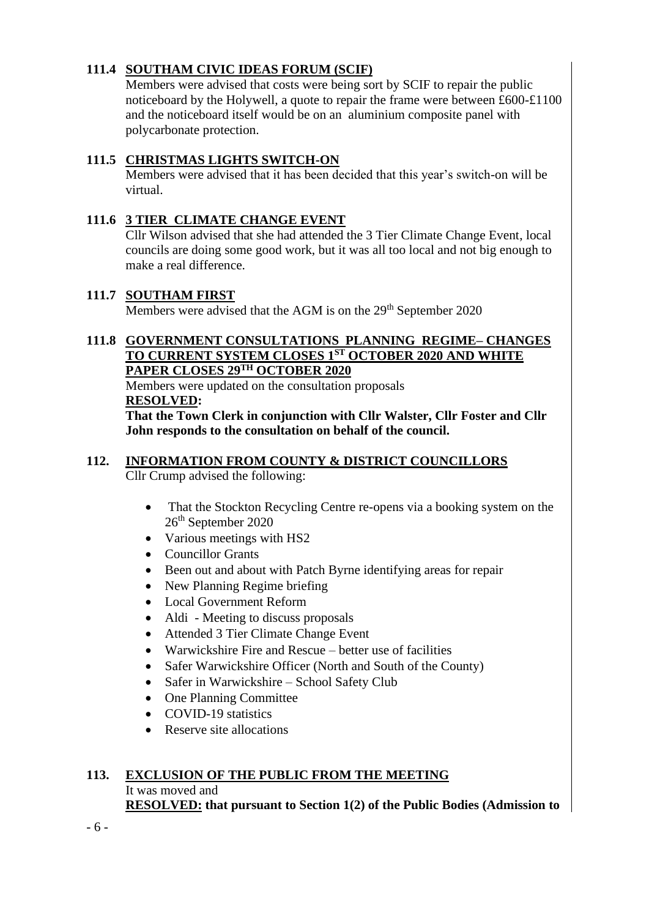### 111.4 SOUTHAM CIVIC IDEAS FORUM (SCIF)

Members were advised that costs were being sort by SCIF to repair the public noticeboard by the Holywell, a quote to repair the frame were between £600-£1100 and the noticeboard itself would be on an aluminium composite panel with polycarbonate protection.

### 111.5 CHRISTMAS LIGHTS SWITCH-ON

Members were advised that it has been decided that this year's switch-on will be virtual.

### 111.6 3 TIER CLIMATE CHANGE EVENT

Cllr Wilson advised that she had attended the 3 Tier Climate Change Event, local councils are doing some good work, but it was all too local and not big enough to make a real difference.

### 111.7 SOUTHAM FIRST

Members were advised that the AGM is on the 29th September 2020

### 111.8 GOVERNMENT CONSULTATIONS PLANNING REGIME– CHANGES TO CURRENT SYSTEM CLOSES 1ST OCTOBER 2020 AND WHITE PAPER CLOSES 29TH OCTOBER 2020

Members were updated on the consultation proposals

**RESOLVED:**

**That the Town Clerk in conjunction with Cllr Walster, Cllr Foster and Cllr John responds to the consultation on behalf of the council.**

## 112. INFORMATION FROM COUNTY & DISTRICT COUNCILLORS

Cllr Crump advised the following:

- That the Stockton Recycling Centre re-opens via a booking system on the 26th September 2020
- Various meetings with HS2
- Councillor Grants
- Been out and about with Patch Byrne identifying areas for repair
- New Planning Regime briefing
- Local Government Reform
- Aldi - Meeting to discuss proposals
- Attended 3 Tier Climate Change Event
- Warwickshire Fire and Rescue – better use of facilities
- Safer Warwickshire Officer (North and South of the County)
- Safer in Warwickshire – School Safety Club
- One Planning Committee
- COVID-19 statistics
- Reserve site allocations

## 113. EXCLUSION OF THE PUBLIC FROM THE MEETING

It was moved and

**RESOLVED: that pursuant to Section 1(2) of the Public Bodies (Admission to**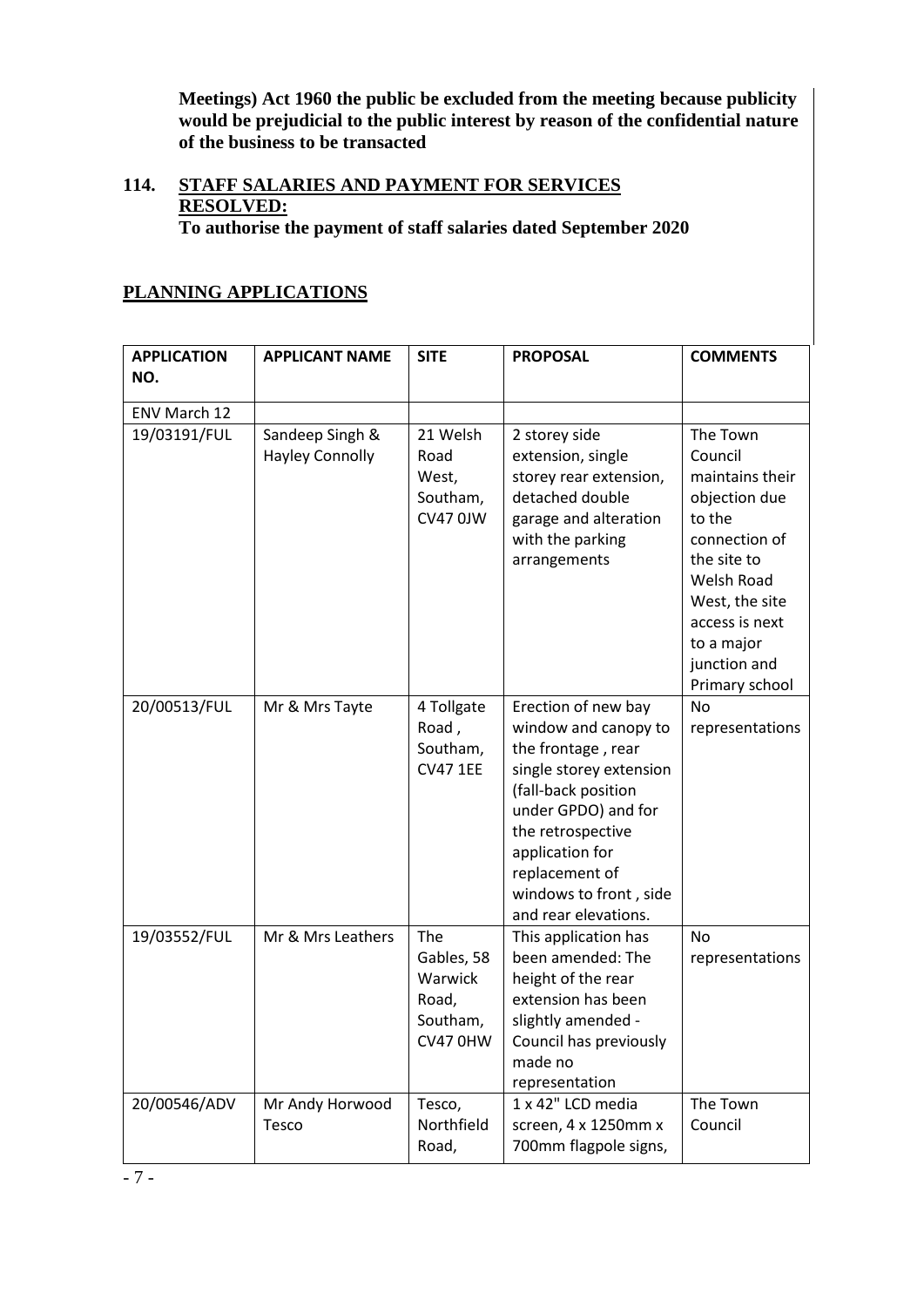**Meetings) Act 1960 the public be excluded from the meeting because publicity would be prejudicial to the public interest by reason of the confidential nature of the business to be transacted**

## 114. STAFF SALARIES AND PAYMENT FOR SERVICES

**RESOLVED:**

**To authorise the payment of staff salaries dated September 2020**

## PLANNING APPLICATIONS

| APPLICATION NO. | APPLICANT NAME | SITE | PROPOSAL | COMMENTS |
|---|---|---|---|---|
| ENV March 12 | | | | |
| 19/03191/FUL | Sandeep Singh & Hayley Connolly | 21 Welsh Road West, Southam, CV47 0JW | 2 storey side extension, single storey rear extension, detached double garage and alteration with the parking arrangements | The Town Council maintains their objection due to the connection of the site to Welsh Road West, the site access is next to a major junction and Primary school |
| 20/00513/FUL | Mr & Mrs Tayte | 4 Tollgate Road , Southam, CV47 1EE | Erection of new bay window and canopy to the frontage , rear single storey extension (fall-back position under GPDO) and for the retrospective application for replacement of windows to front , side and rear elevations. | No representations |
| 19/03552/FUL | Mr & Mrs Leathers | The Gables, 58 Warwick Road, Southam, CV47 0HW | This application has been amended: The height of the rear extension has been slightly amended - Council has previously made no representation | No representations |
| 20/00546/ADV | Mr Andy Horwood Tesco | Tesco, Northfield Road, | 1 x 42" LCD media screen, 4 x 1250mm x 700mm flagpole signs, | The Town Council |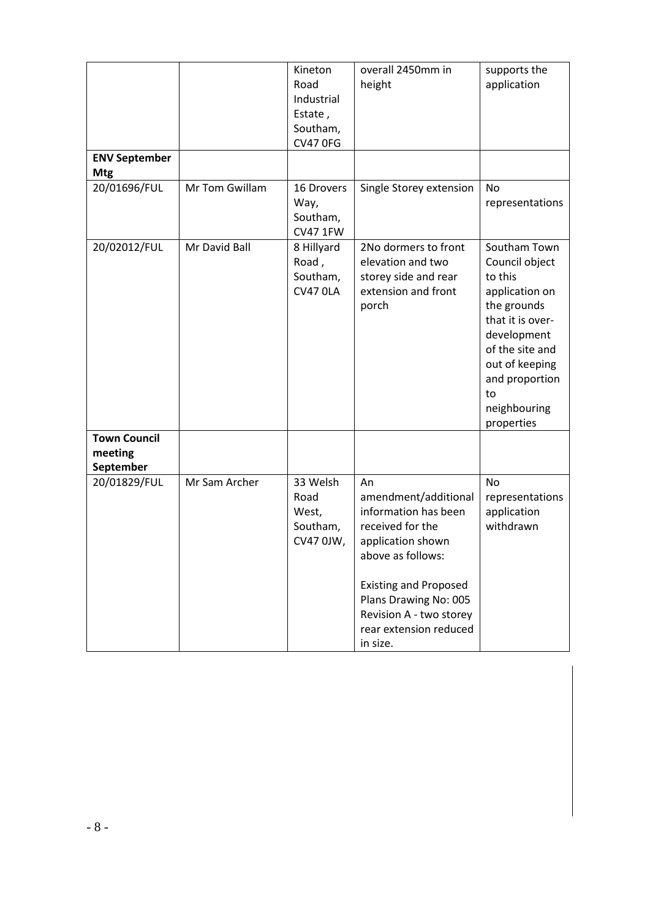| | | Kineton Road Industrial Estate , Southam, CV47 0FG | overall 2450mm in height | supports the application |
|---|---|---|---|---|
| **ENV September Mtg** | | | | |
| 20/01696/FUL | Mr Tom Gwillam | 16 Drovers Way, Southam, CV47 1FW | Single Storey extension | No representations |
| 20/02012/FUL | Mr David Ball | 8 Hillyard Road , Southam, CV47 0LA | 2No dormers to front elevation and two storey side and rear extension and front porch | Southam Town Council object to this application on the grounds that it is over-development of the site and out of keeping and proportion to neighbouring properties |
| **Town Council meeting September** | | | | |
| 20/01829/FUL | Mr Sam Archer | 33 Welsh Road West, Southam, CV47 0JW, | An amendment/additional information has been received for the application shown above as follows:<br><br>Existing and Proposed Plans Drawing No: 005 Revision A - two storey rear extension reduced in size. | No representations application withdrawn |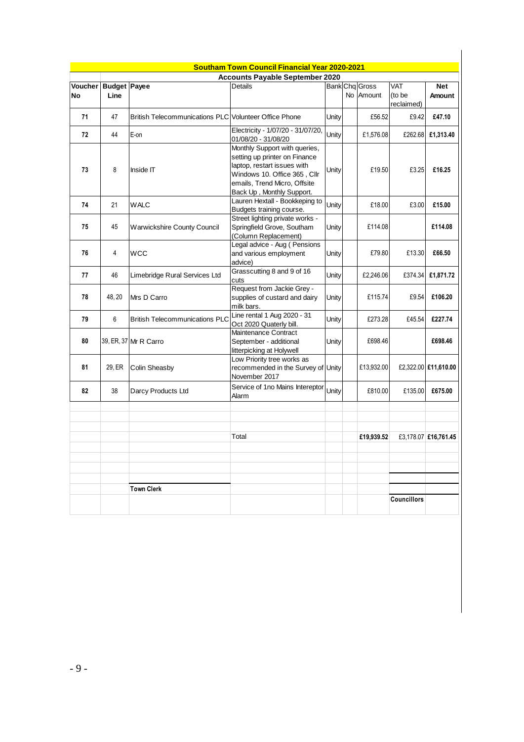## Southam Town Council Financial Year 2020-2021

### Accounts Payable September 2020

| Voucher No | Budget Line | Payee | Details | Bank | Chq No | Gross Amount | VAT (to be reclaimed) | Net Amount |
|---|---|---|---|---|---|---|---|---|
| 71 | 47 | British Telecommunications PLC | Volunteer Office Phone | Unity | | £56.52 | £9.42 | **£47.10** |
| 72 | 44 | E-on | Electricity - 1/07/20 - 31/07/20, 01/08/20 - 31/08/20 | Unity | | £1,576.08 | £262.68 | **£1,313.40** |
| 73 | 8 | Inside IT | Monthly Support with queries, setting up printer on Finance laptop, restart issues with Windows 10. Office 365 , Cllr emails, Trend Micro, Offsite Back Up , Monthly Support. | Unity | | £19.50 | £3.25 | **£16.25** |
| 74 | 21 | WALC | Lauren Hextall - Bookkeping to Budgets training course. | Unity | | £18.00 | £3.00 | **£15.00** |
| 75 | 45 | Warwickshire County Council | Street lighting private works - Springfield Grove, Southam (Column Replacement) | Unity | | £114.08 | | **£114.08** |
| 76 | 4 | WCC | Legal advice - Aug ( Pensions and various employment advice) | Unity | | £79.80 | £13.30 | **£66.50** |
| 77 | 46 | Limebridge Rural Services Ltd | Grasscutting 8 and 9 of 16 cuts | Unity | | £2,246.06 | £374.34 | **£1,871.72** |
| 78 | 48, 20 | Mrs D Carro | Request from Jackie Grey - supplies of custard and dairy milk bars. | Unity | | £115.74 | £9.54 | **£106.20** |
| 79 | 6 | British Telecommunications PLC | Line rental 1 Aug 2020 - 31 Oct 2020 Quaterly bill. | Unity | | £273.28 | £45.54 | **£227.74** |
| 80 | 39, ER, 37 | Mr R Carro | Maintenance Contract September - additional litterpicking at Holywell | Unity | | £698.46 | | **£698.46** |
| 81 | 29, ER | Colin Sheasby | Low Priority tree works as recommended in the Survey of November 2017 | Unity | | £13,932.00 | £2,322.00 | **£11,610.00** |
| 82 | 38 | Darcy Products Ltd | Service of 1no Mains Intereptor Alarm | Unity | | £810.00 | £135.00 | **£675.00** |
| | | | Total | | | **£19,939.52** | £3,178.07 | **£16,761.45** |

**Town Clerk**

**Councillors**